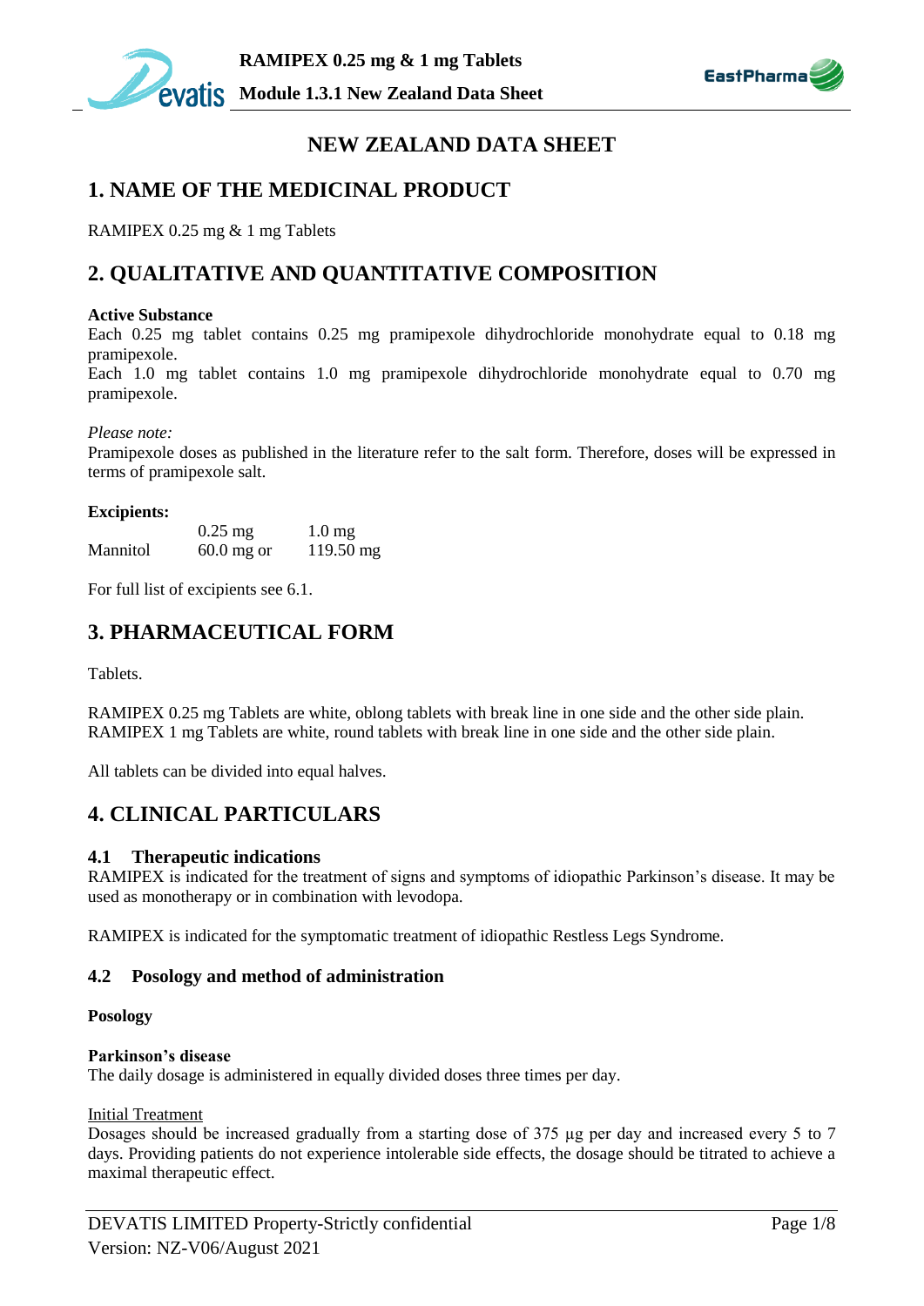# NEW ZEALAND DATA SHEET

## 1. NAME OF THE MEDICINAL PRODUCT

RAMIPEX 0.25 mg & 1 mg Tablets

## 2. QUALITATIVE AND QUANTITATIVE COMPOSITION

**Active Substance**

Each 0.25 mg tablet contains 0.25 mg pramipexole dihydrochloride monohydrate equal to 0.18 mg pramipexole.

Each 1.0 mg tablet contains 1.0 mg pramipexole dihydrochloride monohydrate equal to 0.70 mg pramipexole.

*Please note:*

Pramipexole doses as published in the literature refer to the salt form. Therefore, doses will be expressed in terms of pramipexole salt.

**Excipients:**

| | 0.25 mg | 1.0 mg |
|---|---|---|
| Mannitol | 60.0 mg or | 119.50 mg |

For full list of excipients see 6.1.

## 3. PHARMACEUTICAL FORM

Tablets.

RAMIPEX 0.25 mg Tablets are white, oblong tablets with break line in one side and the other side plain.
RAMIPEX 1 mg Tablets are white, round tablets with break line in one side and the other side plain.

All tablets can be divided into equal halves.

## 4. CLINICAL PARTICULARS

### 4.1 Therapeutic indications

RAMIPEX is indicated for the treatment of signs and symptoms of idiopathic Parkinson's disease. It may be used as monotherapy or in combination with levodopa.

RAMIPEX is indicated for the symptomatic treatment of idiopathic Restless Legs Syndrome.

### 4.2 Posology and method of administration

**Posology**

**Parkinson's disease**

The daily dosage is administered in equally divided doses three times per day.

Initial Treatment

Dosages should be increased gradually from a starting dose of 375 µg per day and increased every 5 to 7 days. Providing patients do not experience intolerable side effects, the dosage should be titrated to achieve a maximal therapeutic effect.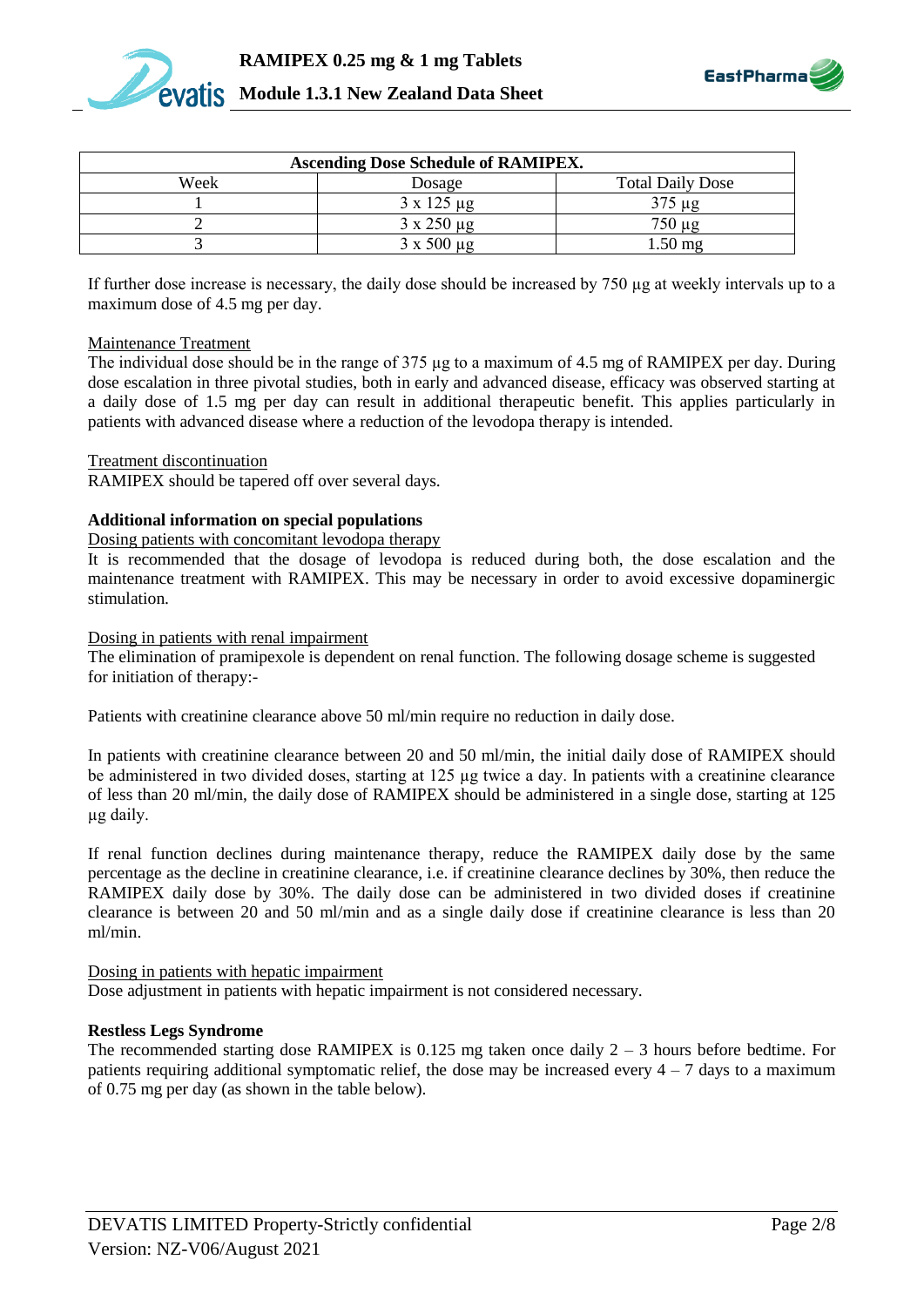| Ascending Dose Schedule of RAMIPEX. | | |
|---|---|---|
| Week | Dosage | Total Daily Dose |
| 1 | 3 x 125 µg | 375 µg |
| 2 | 3 x 250 µg | 750 µg |
| 3 | 3 x 500 µg | 1.50 mg |

If further dose increase is necessary, the daily dose should be increased by 750 µg at weekly intervals up to a maximum dose of 4.5 mg per day.

Maintenance Treatment

The individual dose should be in the range of 375 µg to a maximum of 4.5 mg of RAMIPEX per day. During dose escalation in three pivotal studies, both in early and advanced disease, efficacy was observed starting at a daily dose of 1.5 mg per day can result in additional therapeutic benefit. This applies particularly in patients with advanced disease where a reduction of the levodopa therapy is intended.

Treatment discontinuation

RAMIPEX should be tapered off over several days.

**Additional information on special populations**

Dosing patients with concomitant levodopa therapy

It is recommended that the dosage of levodopa is reduced during both, the dose escalation and the maintenance treatment with RAMIPEX. This may be necessary in order to avoid excessive dopaminergic stimulation.

Dosing in patients with renal impairment

The elimination of pramipexole is dependent on renal function. The following dosage scheme is suggested for initiation of therapy:-

Patients with creatinine clearance above 50 ml/min require no reduction in daily dose.

In patients with creatinine clearance between 20 and 50 ml/min, the initial daily dose of RAMIPEX should be administered in two divided doses, starting at 125 µg twice a day. In patients with a creatinine clearance of less than 20 ml/min, the daily dose of RAMIPEX should be administered in a single dose, starting at 125 µg daily.

If renal function declines during maintenance therapy, reduce the RAMIPEX daily dose by the same percentage as the decline in creatinine clearance, i.e. if creatinine clearance declines by 30%, then reduce the RAMIPEX daily dose by 30%. The daily dose can be administered in two divided doses if creatinine clearance is between 20 and 50 ml/min and as a single daily dose if creatinine clearance is less than 20 ml/min.

Dosing in patients with hepatic impairment

Dose adjustment in patients with hepatic impairment is not considered necessary.

**Restless Legs Syndrome**

The recommended starting dose RAMIPEX is 0.125 mg taken once daily 2 – 3 hours before bedtime. For patients requiring additional symptomatic relief, the dose may be increased every 4 – 7 days to a maximum of 0.75 mg per day (as shown in the table below).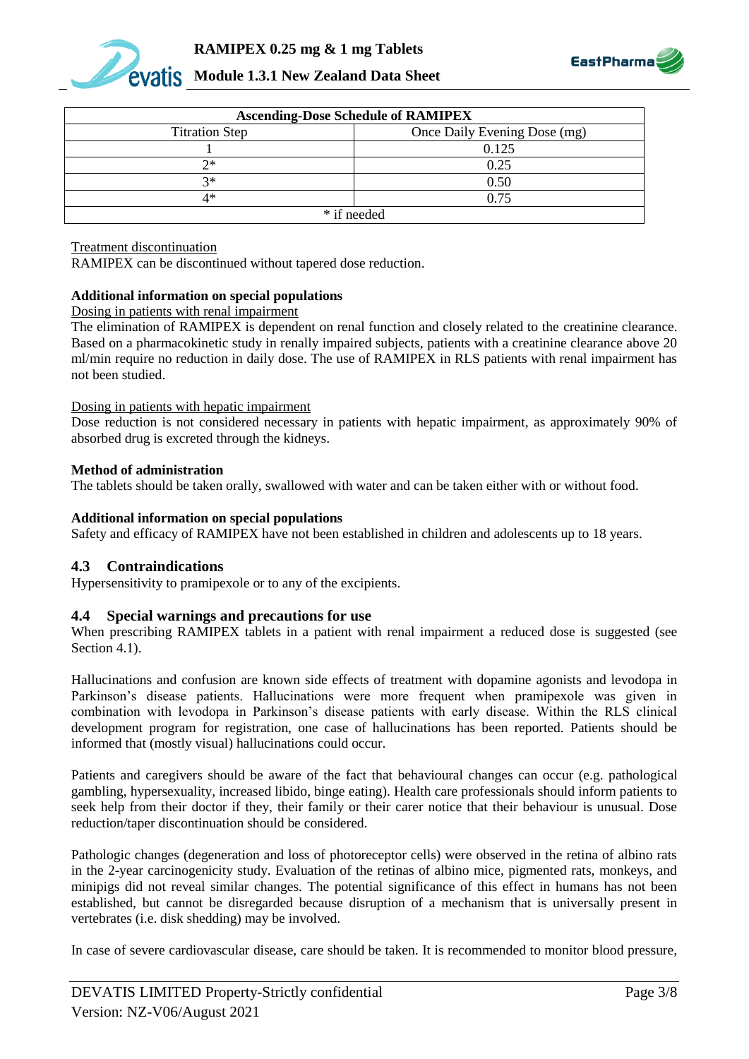| Ascending-Dose Schedule of RAMIPEX | |
|---|---|
| Titration Step | Once Daily Evening Dose (mg) |
| 1 | 0.125 |
| 2* | 0.25 |
| 3* | 0.50 |
| 4* | 0.75 |
| * if needed | |

Treatment discontinuation

RAMIPEX can be discontinued without tapered dose reduction.

**Additional information on special populations**

Dosing in patients with renal impairment

The elimination of RAMIPEX is dependent on renal function and closely related to the creatinine clearance. Based on a pharmacokinetic study in renally impaired subjects, patients with a creatinine clearance above 20 ml/min require no reduction in daily dose. The use of RAMIPEX in RLS patients with renal impairment has not been studied.

Dosing in patients with hepatic impairment

Dose reduction is not considered necessary in patients with hepatic impairment, as approximately 90% of absorbed drug is excreted through the kidneys.

**Method of administration**

The tablets should be taken orally, swallowed with water and can be taken either with or without food.

**Additional information on special populations**

Safety and efficacy of RAMIPEX have not been established in children and adolescents up to 18 years.

## 4.3 Contraindications

Hypersensitivity to pramipexole or to any of the excipients.

## 4.4 Special warnings and precautions for use

When prescribing RAMIPEX tablets in a patient with renal impairment a reduced dose is suggested (see Section 4.1).

Hallucinations and confusion are known side effects of treatment with dopamine agonists and levodopa in Parkinson's disease patients. Hallucinations were more frequent when pramipexole was given in combination with levodopa in Parkinson's disease patients with early disease. Within the RLS clinical development program for registration, one case of hallucinations has been reported. Patients should be informed that (mostly visual) hallucinations could occur.

Patients and caregivers should be aware of the fact that behavioural changes can occur (e.g. pathological gambling, hypersexuality, increased libido, binge eating). Health care professionals should inform patients to seek help from their doctor if they, their family or their carer notice that their behaviour is unusual. Dose reduction/taper discontinuation should be considered.

Pathologic changes (degeneration and loss of photoreceptor cells) were observed in the retina of albino rats in the 2-year carcinogenicity study. Evaluation of the retinas of albino mice, pigmented rats, monkeys, and minipigs did not reveal similar changes. The potential significance of this effect in humans has not been established, but cannot be disregarded because disruption of a mechanism that is universally present in vertebrates (i.e. disk shedding) may be involved.

In case of severe cardiovascular disease, care should be taken. It is recommended to monitor blood pressure,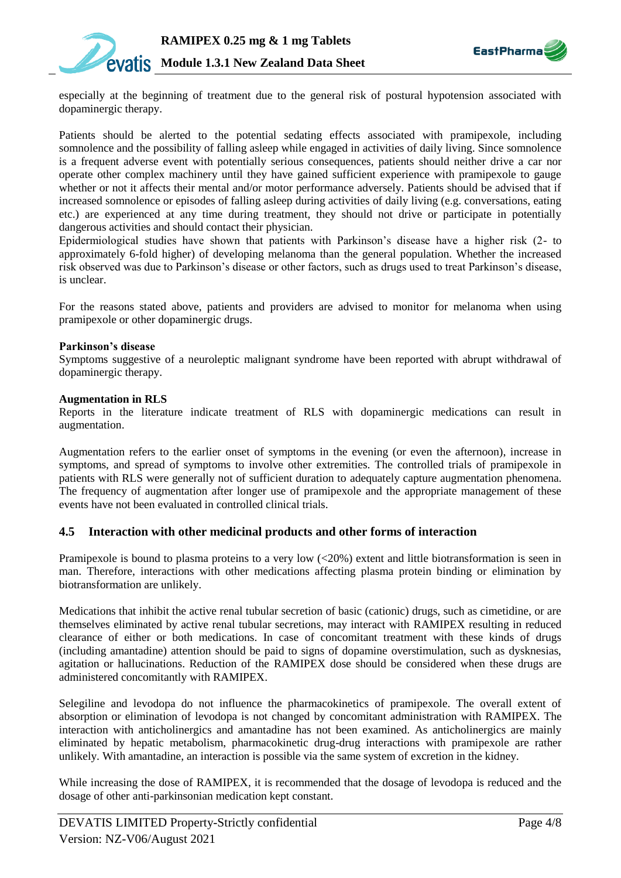especially at the beginning of treatment due to the general risk of postural hypotension associated with dopaminergic therapy.

Patients should be alerted to the potential sedating effects associated with pramipexole, including somnolence and the possibility of falling asleep while engaged in activities of daily living. Since somnolence is a frequent adverse event with potentially serious consequences, patients should neither drive a car nor operate other complex machinery until they have gained sufficient experience with pramipexole to gauge whether or not it affects their mental and/or motor performance adversely. Patients should be advised that if increased somnolence or episodes of falling asleep during activities of daily living (e.g. conversations, eating etc.) are experienced at any time during treatment, they should not drive or participate in potentially dangerous activities and should contact their physician.
Epidermiological studies have shown that patients with Parkinson's disease have a higher risk (2- to approximately 6-fold higher) of developing melanoma than the general population. Whether the increased risk observed was due to Parkinson's disease or other factors, such as drugs used to treat Parkinson's disease, is unclear.

For the reasons stated above, patients and providers are advised to monitor for melanoma when using pramipexole or other dopaminergic drugs.

**Parkinson's disease**
Symptoms suggestive of a neuroleptic malignant syndrome have been reported with abrupt withdrawal of dopaminergic therapy.

**Augmentation in RLS**
Reports in the literature indicate treatment of RLS with dopaminergic medications can result in augmentation.

Augmentation refers to the earlier onset of symptoms in the evening (or even the afternoon), increase in symptoms, and spread of symptoms to involve other extremities. The controlled trials of pramipexole in patients with RLS were generally not of sufficient duration to adequately capture augmentation phenomena. The frequency of augmentation after longer use of pramipexole and the appropriate management of these events have not been evaluated in controlled clinical trials.

## 4.5 Interaction with other medicinal products and other forms of interaction

Pramipexole is bound to plasma proteins to a very low (<20%) extent and little biotransformation is seen in man. Therefore, interactions with other medications affecting plasma protein binding or elimination by biotransformation are unlikely.

Medications that inhibit the active renal tubular secretion of basic (cationic) drugs, such as cimetidine, or are themselves eliminated by active renal tubular secretions, may interact with RAMIPEX resulting in reduced clearance of either or both medications. In case of concomitant treatment with these kinds of drugs (including amantadine) attention should be paid to signs of dopamine overstimulation, such as dysknesias, agitation or hallucinations. Reduction of the RAMIPEX dose should be considered when these drugs are administered concomitantly with RAMIPEX.

Selegiline and levodopa do not influence the pharmacokinetics of pramipexole. The overall extent of absorption or elimination of levodopa is not changed by concomitant administration with RAMIPEX. The interaction with anticholinergics and amantadine has not been examined. As anticholinergics are mainly eliminated by hepatic metabolism, pharmacokinetic drug-drug interactions with pramipexole are rather unlikely. With amantadine, an interaction is possible via the same system of excretion in the kidney.

While increasing the dose of RAMIPEX, it is recommended that the dosage of levodopa is reduced and the dosage of other anti-parkinsonian medication kept constant.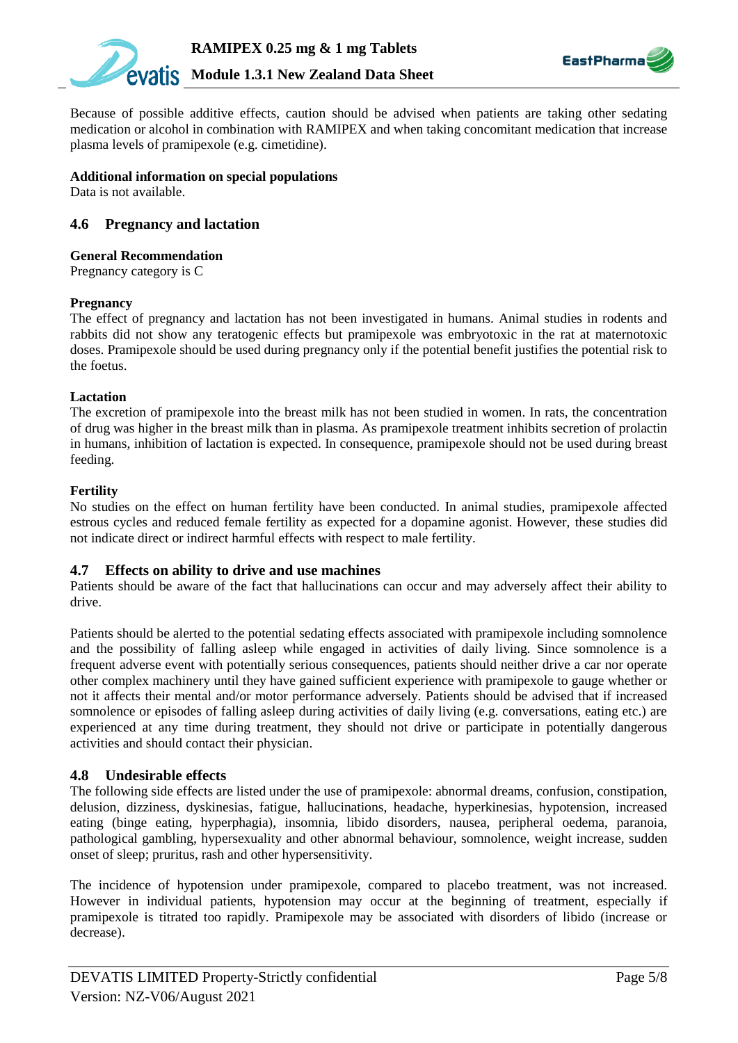Because of possible additive effects, caution should be advised when patients are taking other sedating medication or alcohol in combination with RAMIPEX and when taking concomitant medication that increase plasma levels of pramipexole (e.g. cimetidine).

**Additional information on special populations**

Data is not available.

## 4.6 Pregnancy and lactation

**General Recommendation**

Pregnancy category is C

**Pregnancy**

The effect of pregnancy and lactation has not been investigated in humans. Animal studies in rodents and rabbits did not show any teratogenic effects but pramipexole was embryotoxic in the rat at maternotoxic doses. Pramipexole should be used during pregnancy only if the potential benefit justifies the potential risk to the foetus.

**Lactation**

The excretion of pramipexole into the breast milk has not been studied in women. In rats, the concentration of drug was higher in the breast milk than in plasma. As pramipexole treatment inhibits secretion of prolactin in humans, inhibition of lactation is expected. In consequence, pramipexole should not be used during breast feeding.

**Fertility**

No studies on the effect on human fertility have been conducted. In animal studies, pramipexole affected estrous cycles and reduced female fertility as expected for a dopamine agonist. However, these studies did not indicate direct or indirect harmful effects with respect to male fertility.

## 4.7 Effects on ability to drive and use machines

Patients should be aware of the fact that hallucinations can occur and may adversely affect their ability to drive.

Patients should be alerted to the potential sedating effects associated with pramipexole including somnolence and the possibility of falling asleep while engaged in activities of daily living. Since somnolence is a frequent adverse event with potentially serious consequences, patients should neither drive a car nor operate other complex machinery until they have gained sufficient experience with pramipexole to gauge whether or not it affects their mental and/or motor performance adversely. Patients should be advised that if increased somnolence or episodes of falling asleep during activities of daily living (e.g. conversations, eating etc.) are experienced at any time during treatment, they should not drive or participate in potentially dangerous activities and should contact their physician.

## 4.8 Undesirable effects

The following side effects are listed under the use of pramipexole: abnormal dreams, confusion, constipation, delusion, dizziness, dyskinesias, fatigue, hallucinations, headache, hyperkinesias, hypotension, increased eating (binge eating, hyperphagia), insomnia, libido disorders, nausea, peripheral oedema, paranoia, pathological gambling, hypersexuality and other abnormal behaviour, somnolence, weight increase, sudden onset of sleep; pruritus, rash and other hypersensitivity.

The incidence of hypotension under pramipexole, compared to placebo treatment, was not increased. However in individual patients, hypotension may occur at the beginning of treatment, especially if pramipexole is titrated too rapidly. Pramipexole may be associated with disorders of libido (increase or decrease).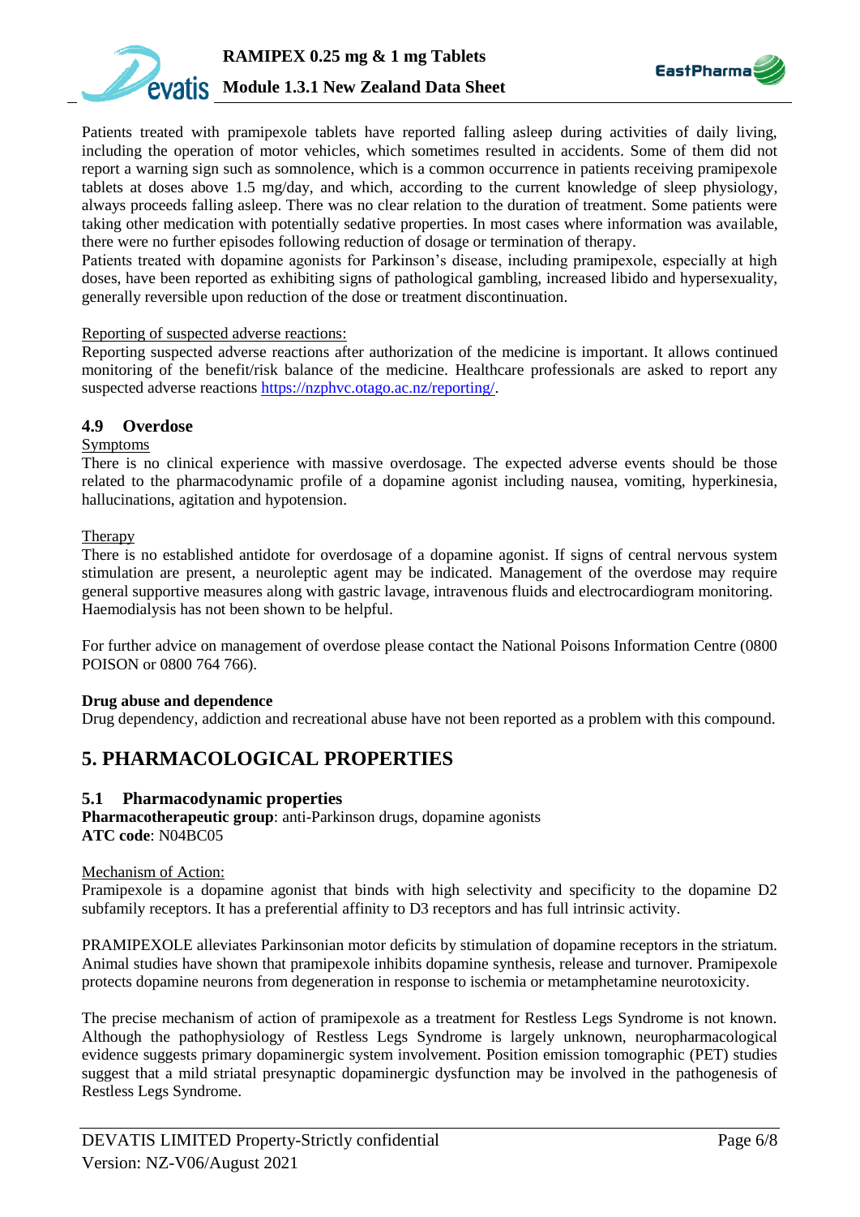Patients treated with pramipexole tablets have reported falling asleep during activities of daily living, including the operation of motor vehicles, which sometimes resulted in accidents. Some of them did not report a warning sign such as somnolence, which is a common occurrence in patients receiving pramipexole tablets at doses above 1.5 mg/day, and which, according to the current knowledge of sleep physiology, always proceeds falling asleep. There was no clear relation to the duration of treatment. Some patients were taking other medication with potentially sedative properties. In most cases where information was available, there were no further episodes following reduction of dosage or termination of therapy.
Patients treated with dopamine agonists for Parkinson's disease, including pramipexole, especially at high doses, have been reported as exhibiting signs of pathological gambling, increased libido and hypersexuality, generally reversible upon reduction of the dose or treatment discontinuation.

Reporting of suspected adverse reactions:
Reporting suspected adverse reactions after authorization of the medicine is important. It allows continued monitoring of the benefit/risk balance of the medicine. Healthcare professionals are asked to report any suspected adverse reactions https://nzphvc.otago.ac.nz/reporting/.

### 4.9 Overdose

Symptoms
There is no clinical experience with massive overdosage. The expected adverse events should be those related to the pharmacodynamic profile of a dopamine agonist including nausea, vomiting, hyperkinesia, hallucinations, agitation and hypotension.

Therapy
There is no established antidote for overdosage of a dopamine agonist. If signs of central nervous system stimulation are present, a neuroleptic agent may be indicated. Management of the overdose may require general supportive measures along with gastric lavage, intravenous fluids and electrocardiogram monitoring. Haemodialysis has not been shown to be helpful.

For further advice on management of overdose please contact the National Poisons Information Centre (0800 POISON or 0800 764 766).

**Drug abuse and dependence**
Drug dependency, addiction and recreational abuse have not been reported as a problem with this compound.

## 5. PHARMACOLOGICAL PROPERTIES

### 5.1 Pharmacodynamic properties

**Pharmacotherapeutic group**: anti-Parkinson drugs, dopamine agonists
**ATC code**: N04BC05

Mechanism of Action:
Pramipexole is a dopamine agonist that binds with high selectivity and specificity to the dopamine D2 subfamily receptors. It has a preferential affinity to D3 receptors and has full intrinsic activity.

PRAMIPEXOLE alleviates Parkinsonian motor deficits by stimulation of dopamine receptors in the striatum. Animal studies have shown that pramipexole inhibits dopamine synthesis, release and turnover. Pramipexole protects dopamine neurons from degeneration in response to ischemia or metamphetamine neurotoxicity.

The precise mechanism of action of pramipexole as a treatment for Restless Legs Syndrome is not known. Although the pathophysiology of Restless Legs Syndrome is largely unknown, neuropharmacological evidence suggests primary dopaminergic system involvement. Position emission tomographic (PET) studies suggest that a mild striatal presynaptic dopaminergic dysfunction may be involved in the pathogenesis of Restless Legs Syndrome.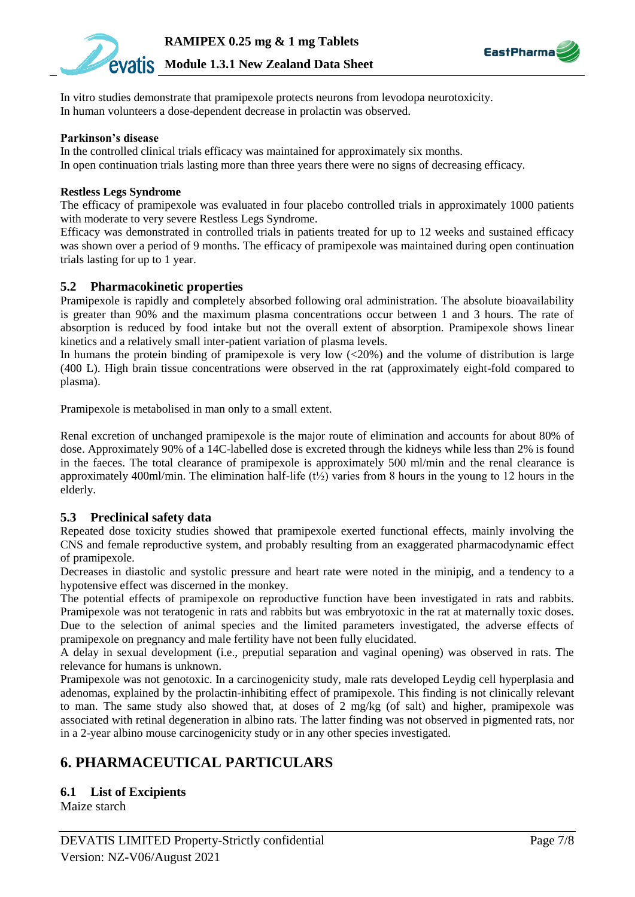In vitro studies demonstrate that pramipexole protects neurons from levodopa neurotoxicity.
In human volunteers a dose-dependent decrease in prolactin was observed.

**Parkinson's disease**
In the controlled clinical trials efficacy was maintained for approximately six months.
In open continuation trials lasting more than three years there were no signs of decreasing efficacy.

**Restless Legs Syndrome**
The efficacy of pramipexole was evaluated in four placebo controlled trials in approximately 1000 patients with moderate to very severe Restless Legs Syndrome.
Efficacy was demonstrated in controlled trials in patients treated for up to 12 weeks and sustained efficacy was shown over a period of 9 months. The efficacy of pramipexole was maintained during open continuation trials lasting for up to 1 year.

## 5.2 Pharmacokinetic properties

Pramipexole is rapidly and completely absorbed following oral administration. The absolute bioavailability is greater than 90% and the maximum plasma concentrations occur between 1 and 3 hours. The rate of absorption is reduced by food intake but not the overall extent of absorption. Pramipexole shows linear kinetics and a relatively small inter-patient variation of plasma levels.
In humans the protein binding of pramipexole is very low (<20%) and the volume of distribution is large (400 L). High brain tissue concentrations were observed in the rat (approximately eight-fold compared to plasma).

Pramipexole is metabolised in man only to a small extent.

Renal excretion of unchanged pramipexole is the major route of elimination and accounts for about 80% of dose. Approximately 90% of a 14C-labelled dose is excreted through the kidneys while less than 2% is found in the faeces. The total clearance of pramipexole is approximately 500 ml/min and the renal clearance is approximately 400ml/min. The elimination half-life ($t½$) varies from 8 hours in the young to 12 hours in the elderly.

## 5.3 Preclinical safety data

Repeated dose toxicity studies showed that pramipexole exerted functional effects, mainly involving the CNS and female reproductive system, and probably resulting from an exaggerated pharmacodynamic effect of pramipexole.
Decreases in diastolic and systolic pressure and heart rate were noted in the minipig, and a tendency to a hypotensive effect was discerned in the monkey.
The potential effects of pramipexole on reproductive function have been investigated in rats and rabbits. Pramipexole was not teratogenic in rats and rabbits but was embryotoxic in the rat at maternally toxic doses. Due to the selection of animal species and the limited parameters investigated, the adverse effects of pramipexole on pregnancy and male fertility have not been fully elucidated.
A delay in sexual development (i.e., preputial separation and vaginal opening) was observed in rats. The relevance for humans is unknown.
Pramipexole was not genotoxic. In a carcinogenicity study, male rats developed Leydig cell hyperplasia and adenomas, explained by the prolactin-inhibiting effect of pramipexole. This finding is not clinically relevant to man. The same study also showed that, at doses of 2 mg/kg (of salt) and higher, pramipexole was associated with retinal degeneration in albino rats. The latter finding was not observed in pigmented rats, nor in a 2-year albino mouse carcinogenicity study or in any other species investigated.

# 6. PHARMACEUTICAL PARTICULARS

## 6.1 List of Excipients

Maize starch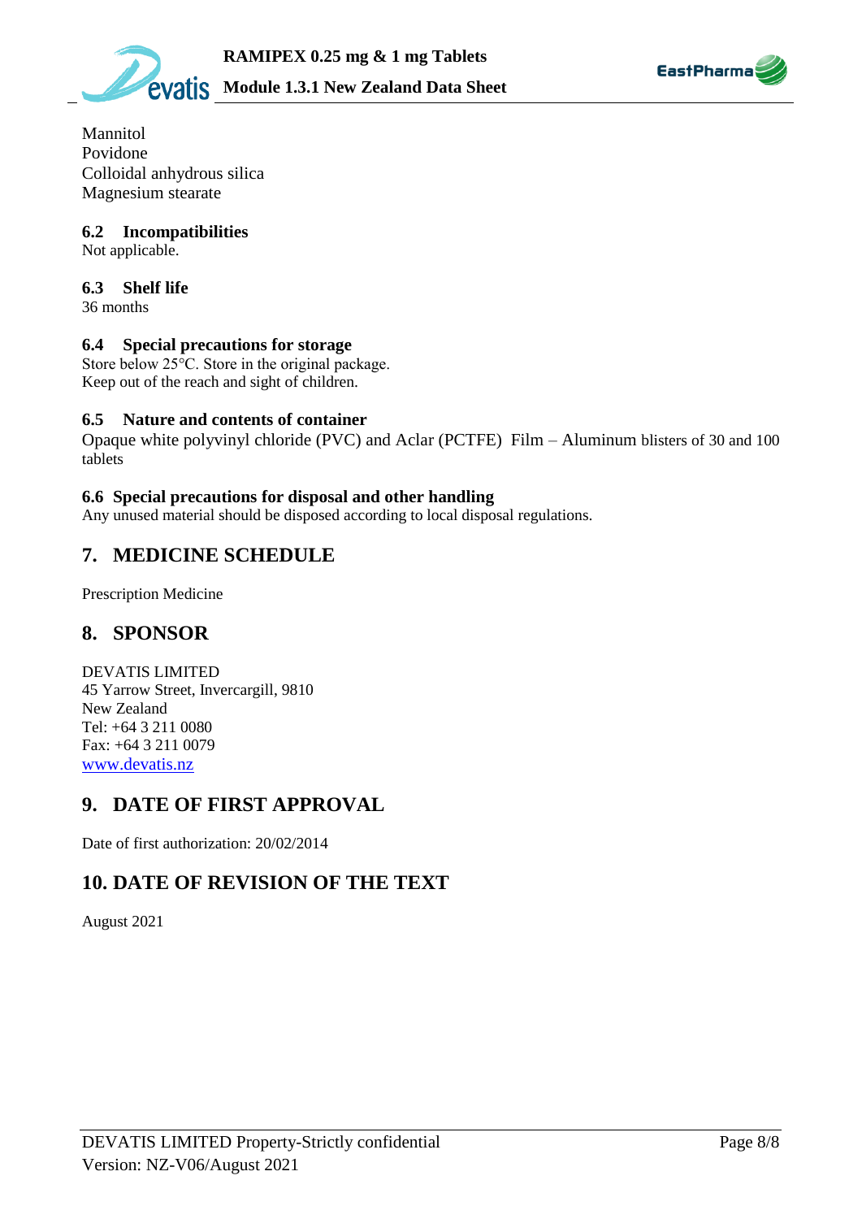Mannitol
Povidone
Colloidal anhydrous silica
Magnesium stearate

### 6.2 Incompatibilities

Not applicable.

### 6.3 Shelf life

36 months

### 6.4 Special precautions for storage

Store below 25°C. Store in the original package.
Keep out of the reach and sight of children.

### 6.5 Nature and contents of container

Opaque white polyvinyl chloride (PVC) and Aclar (PCTFE) Film – Aluminum blisters of 30 and 100 tablets

### 6.6 Special precautions for disposal and other handling

Any unused material should be disposed according to local disposal regulations.

## 7. MEDICINE SCHEDULE

Prescription Medicine

## 8. SPONSOR

DEVATIS LIMITED
45 Yarrow Street, Invercargill, 9810
New Zealand
Tel: +64 3 211 0080
Fax: +64 3 211 0079
www.devatis.nz

## 9. DATE OF FIRST APPROVAL

Date of first authorization: 20/02/2014

## 10. DATE OF REVISION OF THE TEXT

August 2021